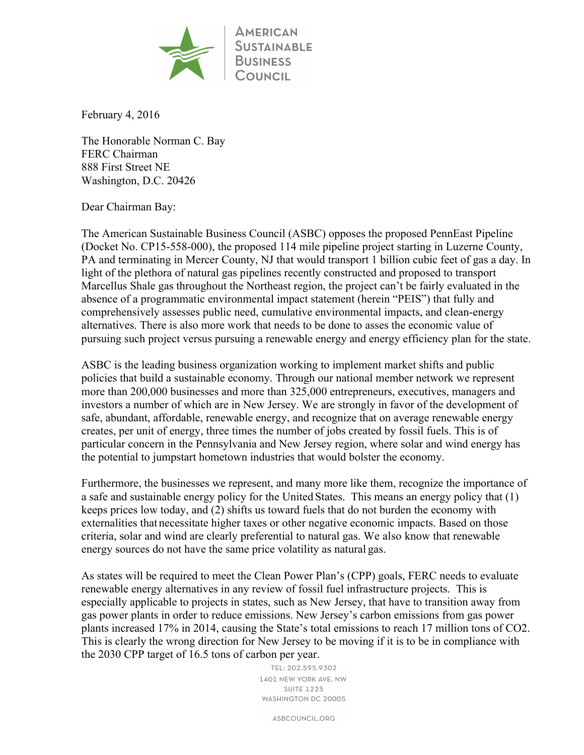AMERICAN SUSTAINABLE BUSINESS COUNCIL

February 4, 2016

The Honorable Norman C. Bay
FERC Chairman
888 First Street NE
Washington, D.C. 20426

Dear Chairman Bay:

The American Sustainable Business Council (ASBC) opposes the proposed PennEast Pipeline (Docket No. CP15-558-000), the proposed 114 mile pipeline project starting in Luzerne County, PA and terminating in Mercer County, NJ that would transport 1 billion cubic feet of gas a day. In light of the plethora of natural gas pipelines recently constructed and proposed to transport Marcellus Shale gas throughout the Northeast region, the project can't be fairly evaluated in the absence of a programmatic environmental impact statement (herein "PEIS") that fully and comprehensively assesses public need, cumulative environmental impacts, and clean-energy alternatives. There is also more work that needs to be done to asses the economic value of pursuing such project versus pursuing a renewable energy and energy efficiency plan for the state.

ASBC is the leading business organization working to implement market shifts and public policies that build a sustainable economy. Through our national member network we represent more than 200,000 businesses and more than 325,000 entrepreneurs, executives, managers and investors a number of which are in New Jersey. We are strongly in favor of the development of safe, abundant, affordable, renewable energy, and recognize that on average renewable energy creates, per unit of energy, three times the number of jobs created by fossil fuels. This is of particular concern in the Pennsylvania and New Jersey region, where solar and wind energy has the potential to jumpstart hometown industries that would bolster the economy.

Furthermore, the businesses we represent, and many more like them, recognize the importance of a safe and sustainable energy policy for the United States. This means an energy policy that (1) keeps prices low today, and (2) shifts us toward fuels that do not burden the economy with externalities that necessitate higher taxes or other negative economic impacts. Based on those criteria, solar and wind are clearly preferential to natural gas. We also know that renewable energy sources do not have the same price volatility as natural gas.

As states will be required to meet the Clean Power Plan's (CPP) goals, FERC needs to evaluate renewable energy alternatives in any review of fossil fuel infrastructure projects. This is especially applicable to projects in states, such as New Jersey, that have to transition away from gas power plants in order to reduce emissions. New Jersey's carbon emissions from gas power plants increased 17% in 2014, causing the State's total emissions to reach 17 million tons of $CO_2$. This is clearly the wrong direction for New Jersey to be moving if it is to be in compliance with the 2030 CPP target of 16.5 tons of carbon per year.

TEL: 202.595.9302
1401 NEW YORK AVE. NW
SUITE 1225
WASHINGTON DC 20005

ASBCOUNCIL.ORG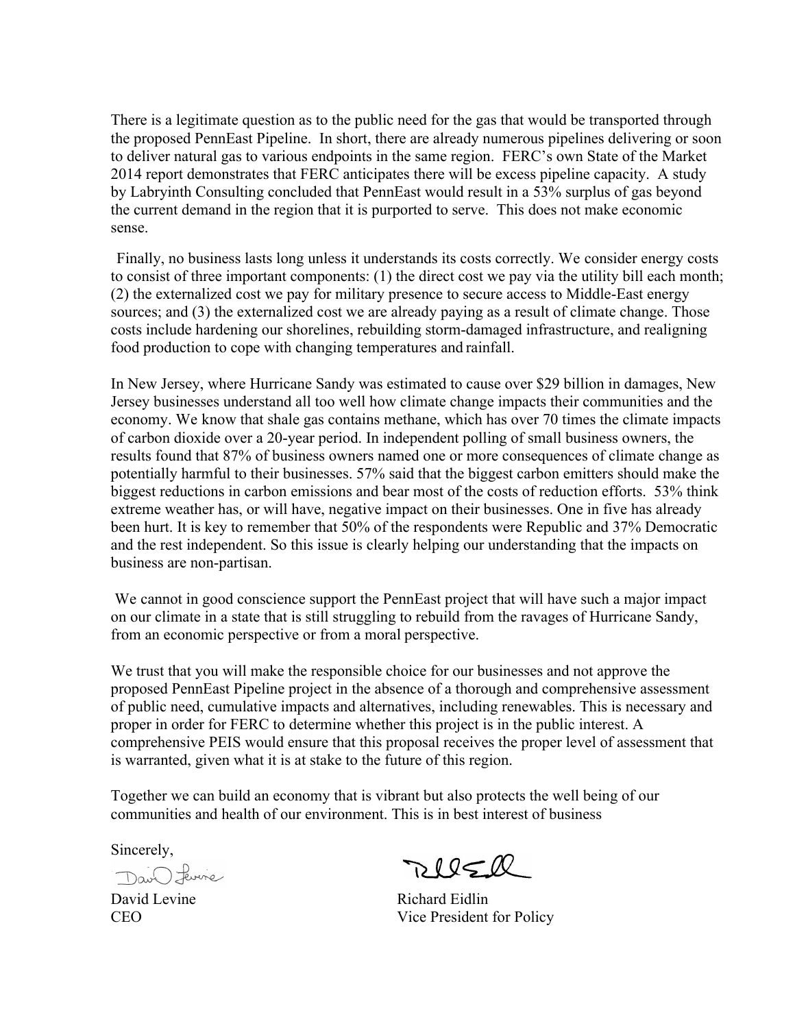There is a legitimate question as to the public need for the gas that would be transported through the proposed PennEast Pipeline. In short, there are already numerous pipelines delivering or soon to deliver natural gas to various endpoints in the same region. FERC's own State of the Market 2014 report demonstrates that FERC anticipates there will be excess pipeline capacity. A study by Labryinth Consulting concluded that PennEast would result in a 53% surplus of gas beyond the current demand in the region that it is purported to serve. This does not make economic sense.

Finally, no business lasts long unless it understands its costs correctly. We consider energy costs to consist of three important components: (1) the direct cost we pay via the utility bill each month; (2) the externalized cost we pay for military presence to secure access to Middle-East energy sources; and (3) the externalized cost we are already paying as a result of climate change. Those costs include hardening our shorelines, rebuilding storm-damaged infrastructure, and realigning food production to cope with changing temperatures and rainfall.

In New Jersey, where Hurricane Sandy was estimated to cause over $29 billion in damages, New Jersey businesses understand all too well how climate change impacts their communities and the economy. We know that shale gas contains methane, which has over 70 times the climate impacts of carbon dioxide over a 20-year period. In independent polling of small business owners, the results found that 87% of business owners named one or more consequences of climate change as potentially harmful to their businesses. 57% said that the biggest carbon emitters should make the biggest reductions in carbon emissions and bear most of the costs of reduction efforts. 53% think extreme weather has, or will have, negative impact on their businesses. One in five has already been hurt. It is key to remember that 50% of the respondents were Republic and 37% Democratic and the rest independent. So this issue is clearly helping our understanding that the impacts on business are non-partisan.

We cannot in good conscience support the PennEast project that will have such a major impact on our climate in a state that is still struggling to rebuild from the ravages of Hurricane Sandy, from an economic perspective or from a moral perspective.

We trust that you will make the responsible choice for our businesses and not approve the proposed PennEast Pipeline project in the absence of a thorough and comprehensive assessment of public need, cumulative impacts and alternatives, including renewables. This is necessary and proper in order for FERC to determine whether this project is in the public interest. A comprehensive PEIS would ensure that this proposal receives the proper level of assessment that is warranted, given what it is at stake to the future of this region.

Together we can build an economy that is vibrant but also protects the well being of our communities and health of our environment. This is in best interest of business

Sincerely,

David Levine
CEO

Richard Eidlin
Vice President for Policy